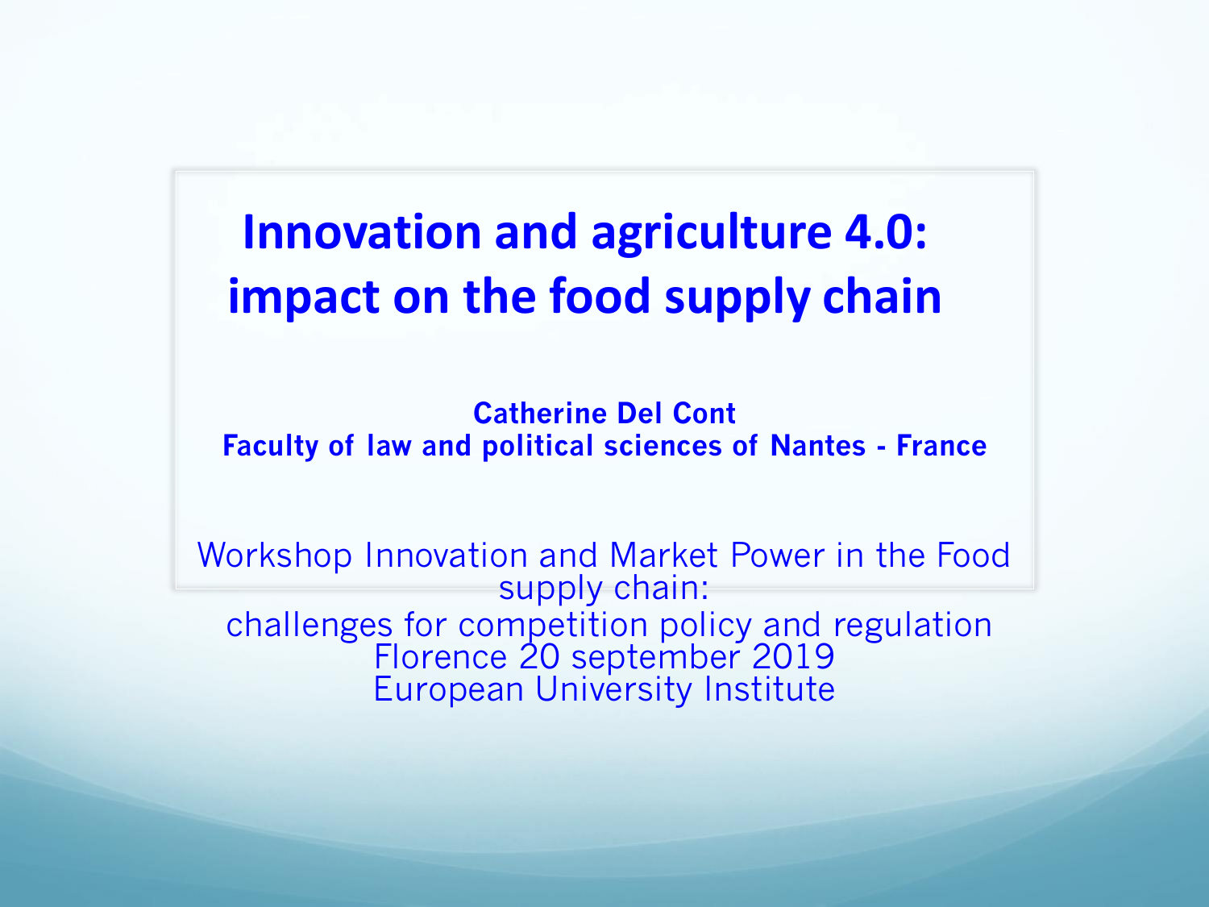# Innovation and agriculture 4.0: impact on the food supply chain

**Catherine Del Cont**
**Faculty of law and political sciences of Nantes - France**

Workshop Innovation and Market Power in the Food supply chain:
challenges for competition policy and regulation
Florence 20 september 2019
European University Institute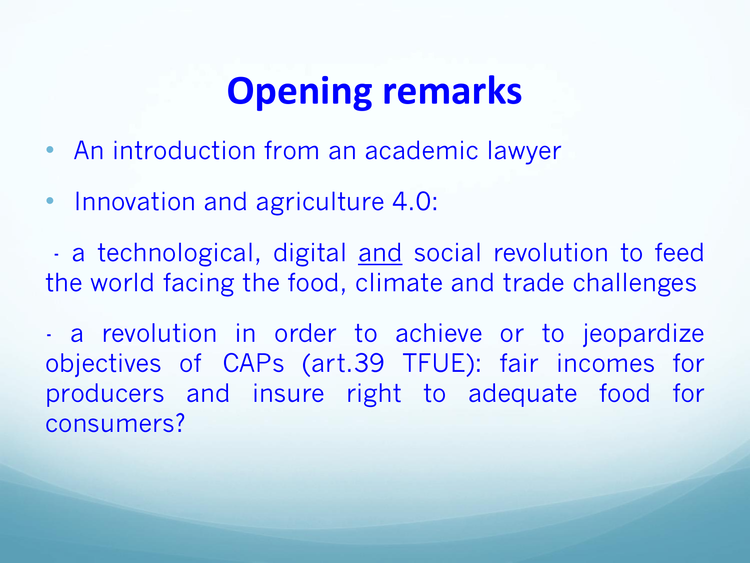# Opening remarks

- An introduction from an academic lawyer
- Innovation and agriculture 4.0:

- a technological, digital <u>and</u> social revolution to feed the world facing the food, climate and trade challenges

- a revolution in order to achieve or to jeopardize objectives of CAPs (art.39 TFUE): fair incomes for producers and insure right to adequate food for consumers?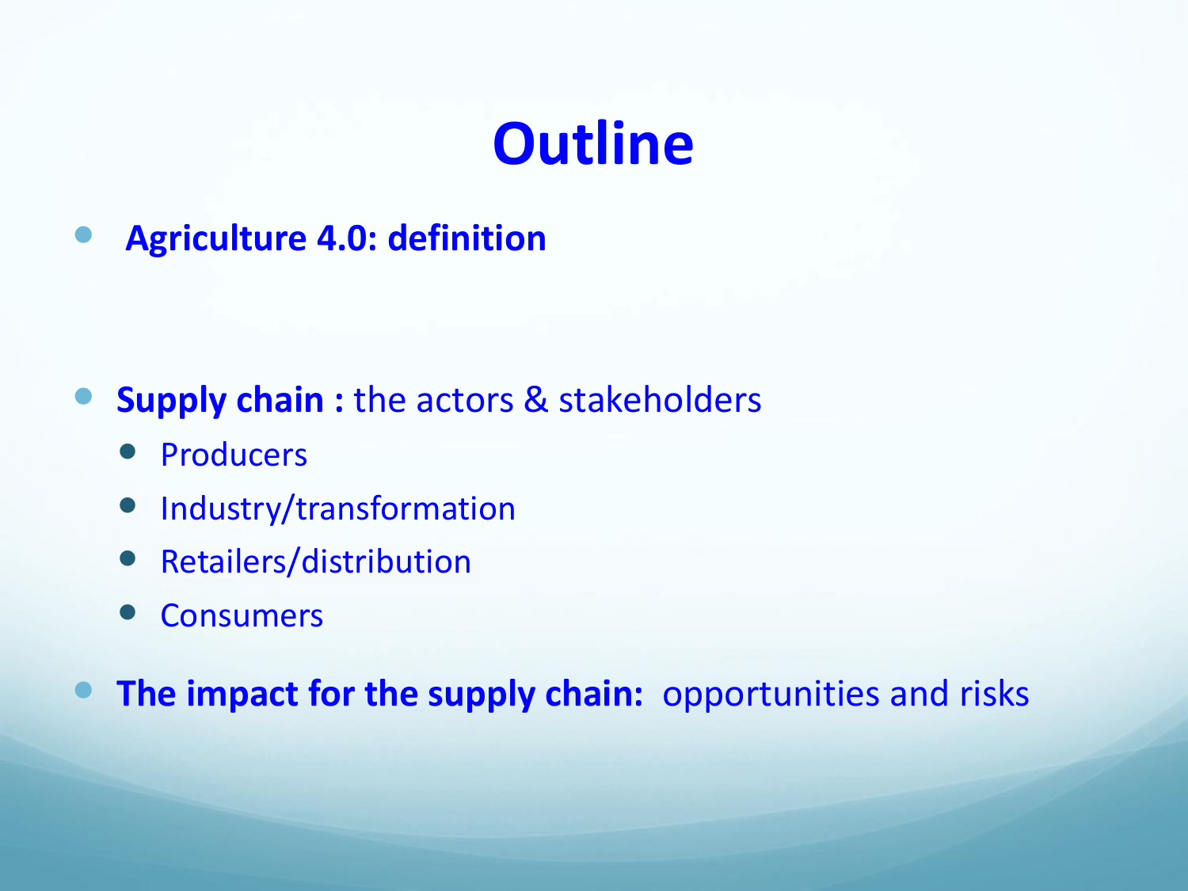# Outline

- **Agriculture 4.0: definition**

- **Supply chain :** the actors & stakeholders
  - Producers
  - Industry/transformation
  - Retailers/distribution
  - Consumers

- **The impact for the supply chain:** opportunities and risks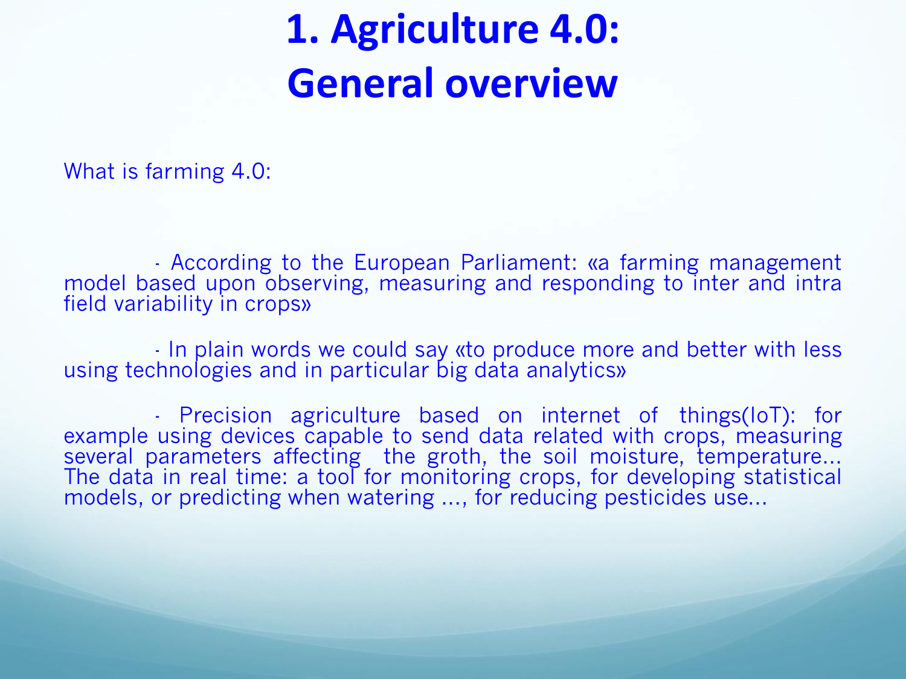# 1. Agriculture 4.0: General overview

What is farming 4.0:

- According to the European Parliament: «a farming management model based upon observing, measuring and responding to inter and intra field variability in crops»

- In plain words we could say «to produce more and better with less using technologies and in particular big data analytics»

- Precision agriculture based on internet of things(IoT): for example using devices capable to send data related with crops, measuring several parameters affecting the groth, the soil moisture, temperature... The data in real time: a tool for monitoring crops, for developing statistical models, or predicting when watering ..., for reducing pesticides use...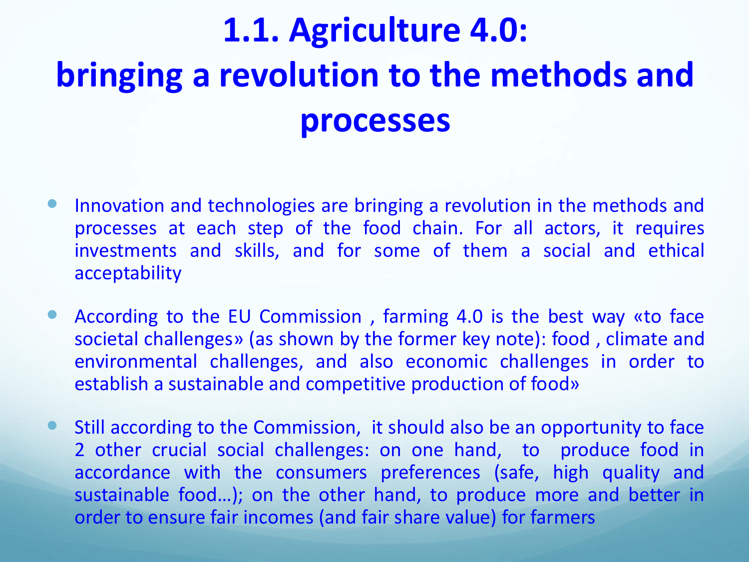# 1.1. Agriculture 4.0: bringing a revolution to the methods and processes

- Innovation and technologies are bringing a revolution in the methods and processes at each step of the food chain. For all actors, it requires investments and skills, and for some of them a social and ethical acceptability

- According to the EU Commission , farming 4.0 is the best way «to face societal challenges» (as shown by the former key note): food , climate and environmental challenges, and also economic challenges in order to establish a sustainable and competitive production of food»

- Still according to the Commission, it should also be an opportunity to face 2 other crucial social challenges: on one hand, to produce food in accordance with the consumers preferences (safe, high quality and sustainable food…); on the other hand, to produce more and better in order to ensure fair incomes (and fair share value) for farmers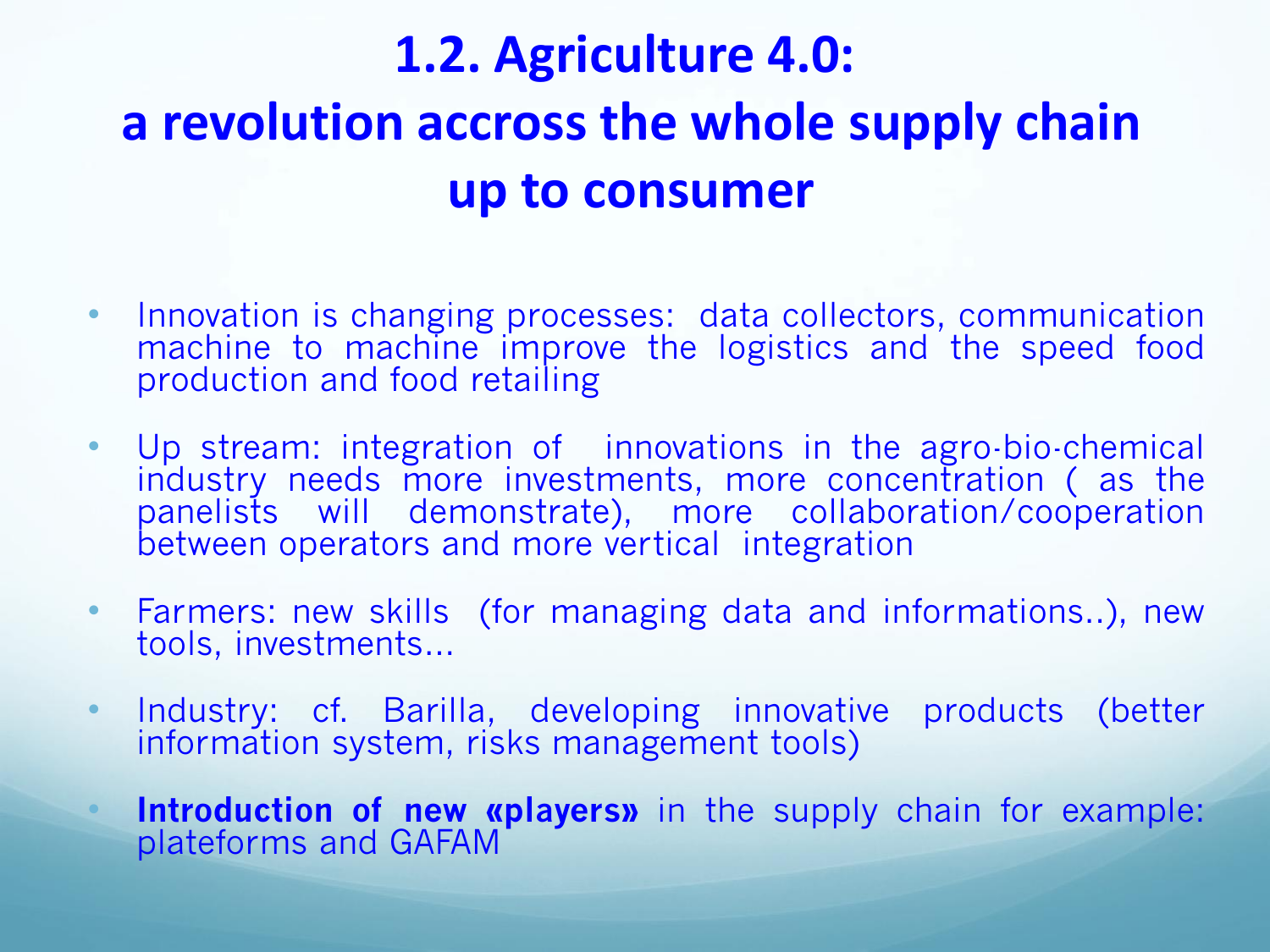# 1.2. Agriculture 4.0: a revolution accross the whole supply chain up to consumer

- Innovation is changing processes: data collectors, communication machine to machine improve the logistics and the speed food production and food retailing
- Up stream: integration of innovations in the agro-bio-chemical industry needs more investments, more concentration ( as the panelists will demonstrate), more collaboration/cooperation between operators and more vertical integration
- Farmers: new skills (for managing data and informations..), new tools, investments...
- Industry: cf. Barilla, developing innovative products (better information system, risks management tools)
- **Introduction of new «players»** in the supply chain for example: plateforms and GAFAM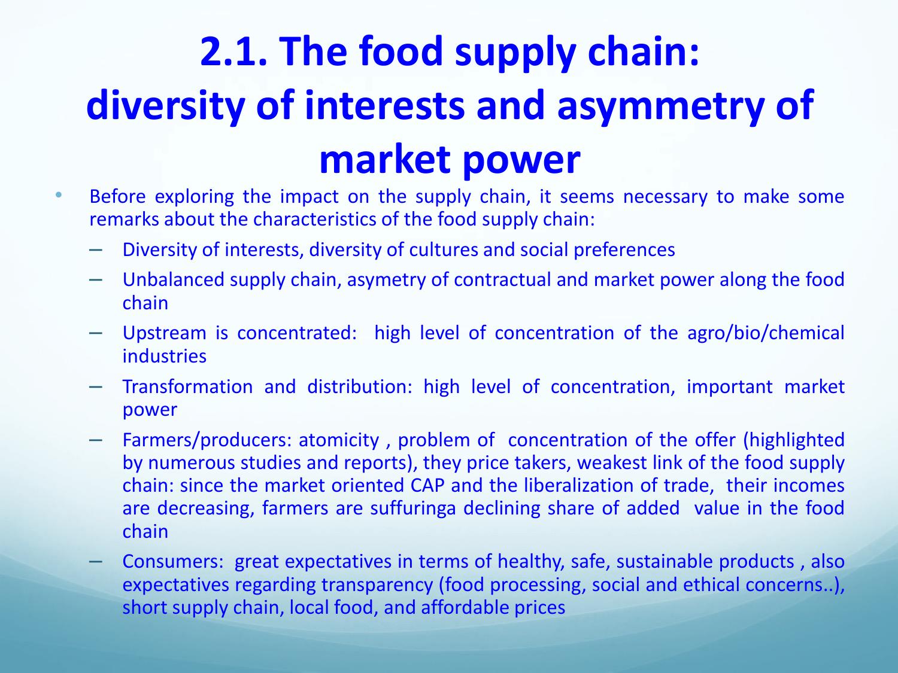# 2.1. The food supply chain: diversity of interests and asymmetry of market power

- Before exploring the impact on the supply chain, it seems necessary to make some remarks about the characteristics of the food supply chain:
  - Diversity of interests, diversity of cultures and social preferences
  - Unbalanced supply chain, asymetry of contractual and market power along the food chain
  - Upstream is concentrated: high level of concentration of the agro/bio/chemical industries
  - Transformation and distribution: high level of concentration, important market power
  - Farmers/producers: atomicity , problem of concentration of the offer (highlighted by numerous studies and reports), they price takers, weakest link of the food supply chain: since the market oriented CAP and the liberalization of trade, their incomes are decreasing, farmers are sufferinga declining share of added value in the food chain
  - Consumers: great expectatives in terms of healthy, safe, sustainable products , also expectatives regarding transparency (food processing, social and ethical concerns..), short supply chain, local food, and affordable prices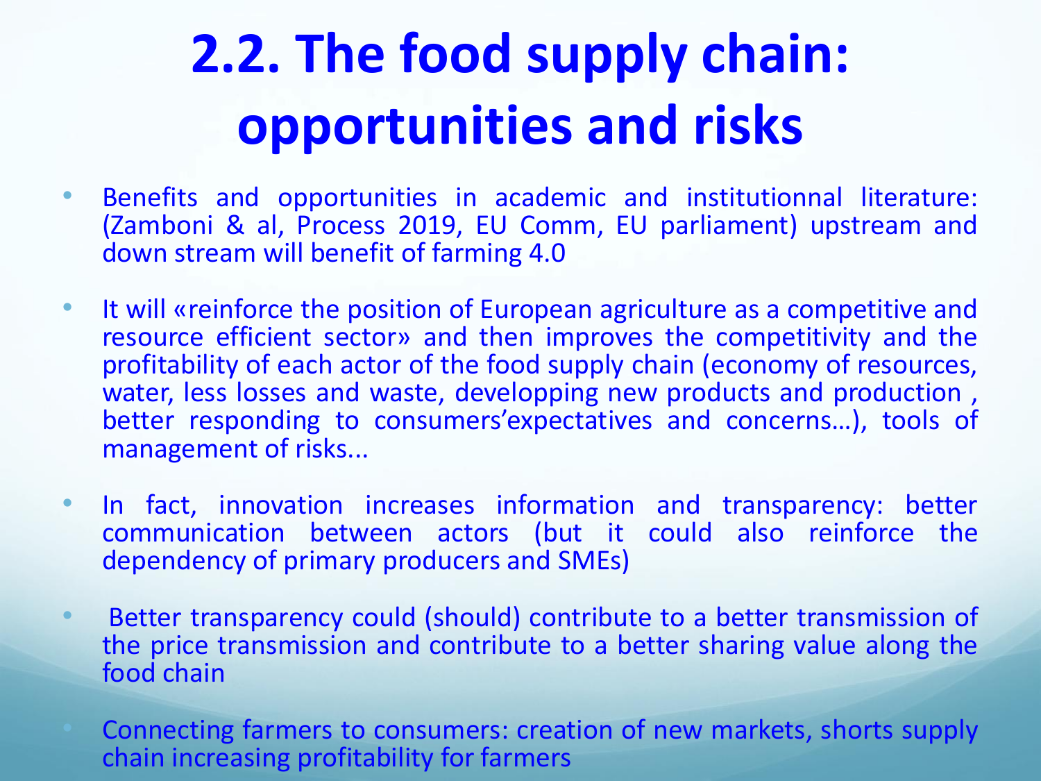# 2.2. The food supply chain: opportunities and risks

- Benefits and opportunities in academic and institutionnal literature: (Zamboni & al, Process 2019, EU Comm, EU parliament) upstream and down stream will benefit of farming 4.0
- It will «reinforce the position of European agriculture as a competitive and resource efficient sector» and then improves the competitivity and the profitability of each actor of the food supply chain (economy of resources, water, less losses and waste, developping new products and production , better responding to consumers'expectatives and concerns…), tools of management of risks...
- In fact, innovation increases information and transparency: better communication between actors (but it could also reinforce the dependency of primary producers and SMEs)
- Better transparency could (should) contribute to a better transmission of the price transmission and contribute to a better sharing value along the food chain
- Connecting farmers to consumers: creation of new markets, shorts supply chain increasing profitability for farmers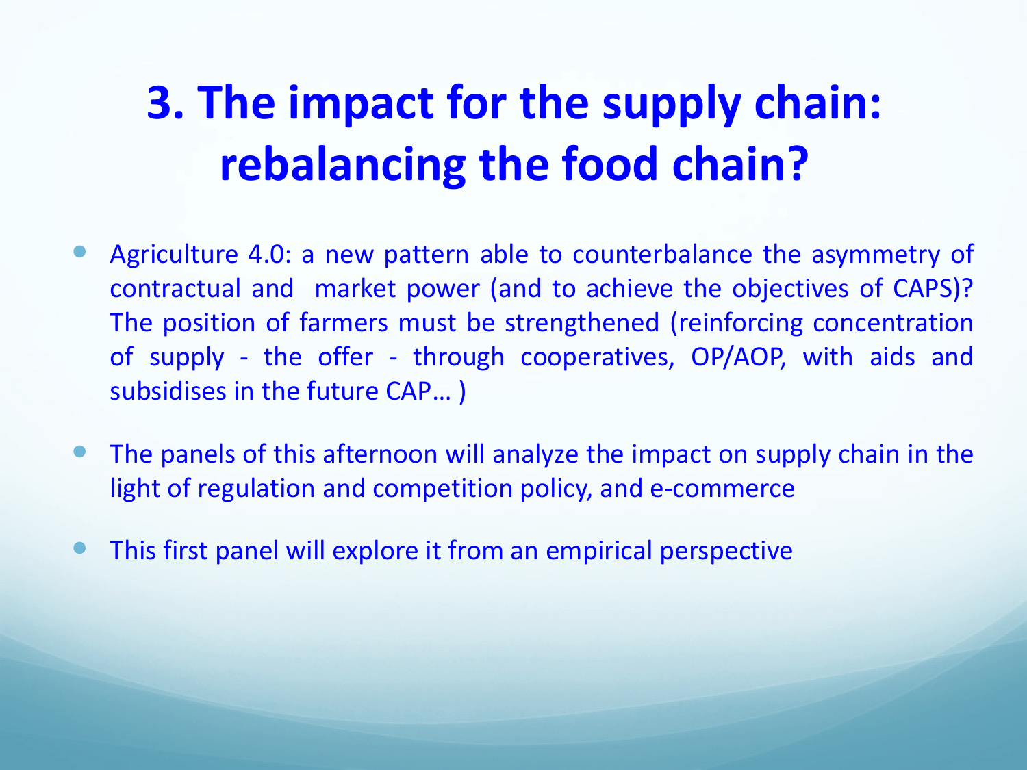# 3. The impact for the supply chain: rebalancing the food chain?

- Agriculture 4.0: a new pattern able to counterbalance the asymmetry of contractual and market power (and to achieve the objectives of CAPS)? The position of farmers must be strengthened (reinforcing concentration of supply - the offer - through cooperatives, OP/AOP, with aids and subsidises in the future CAP… )
- The panels of this afternoon will analyze the impact on supply chain in the light of regulation and competition policy, and e-commerce
- This first panel will explore it from an empirical perspective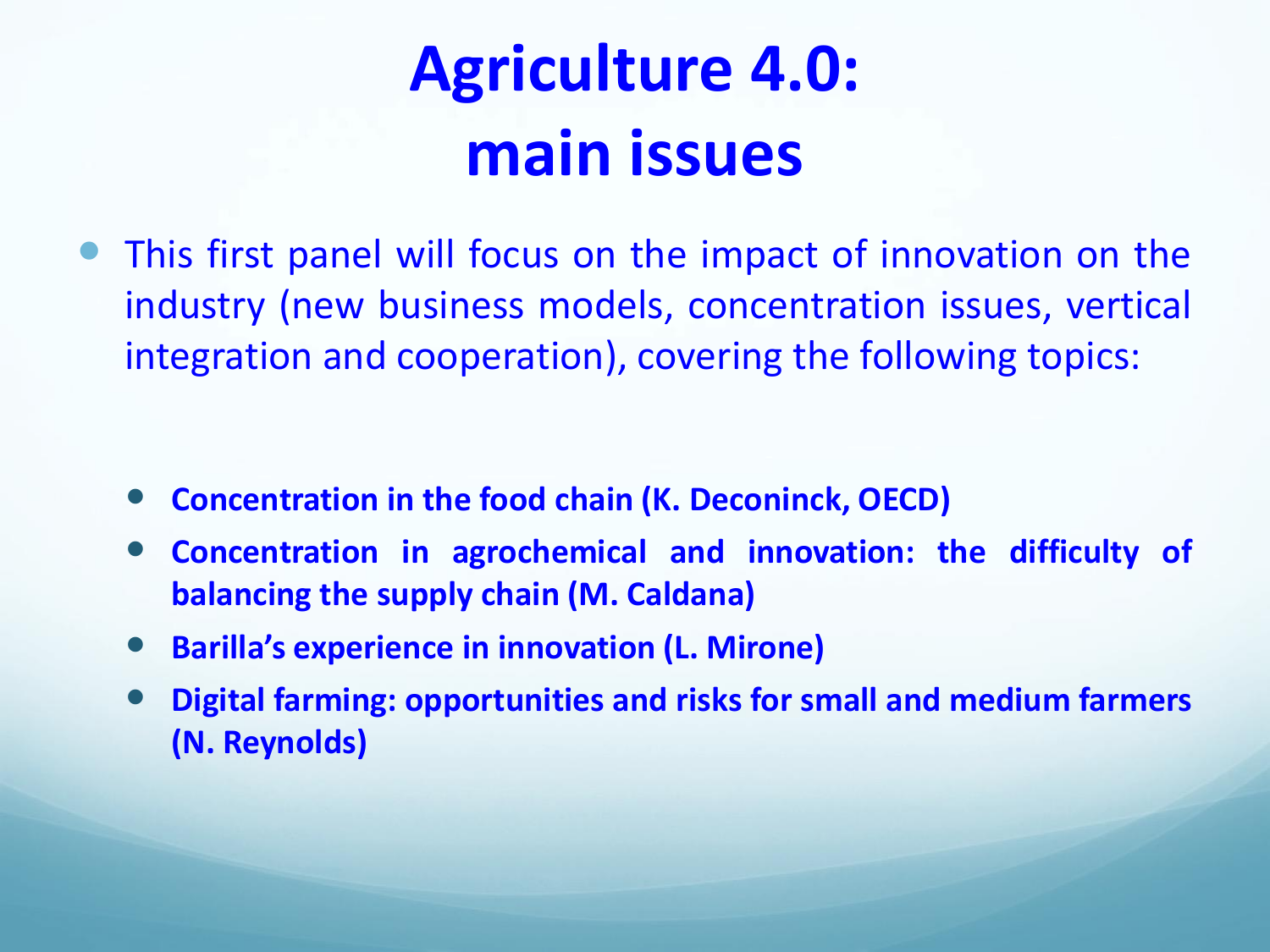# Agriculture 4.0: main issues

- This first panel will focus on the impact of innovation on the industry (new business models, concentration issues, vertical integration and cooperation), covering the following topics:

  - **Concentration in the food chain (K. Deconinck, OECD)**
  - **Concentration in agrochemical and innovation: the difficulty of balancing the supply chain (M. Caldana)**
  - **Barilla's experience in innovation (L. Mirone)**
  - **Digital farming: opportunities and risks for small and medium farmers (N. Reynolds)**